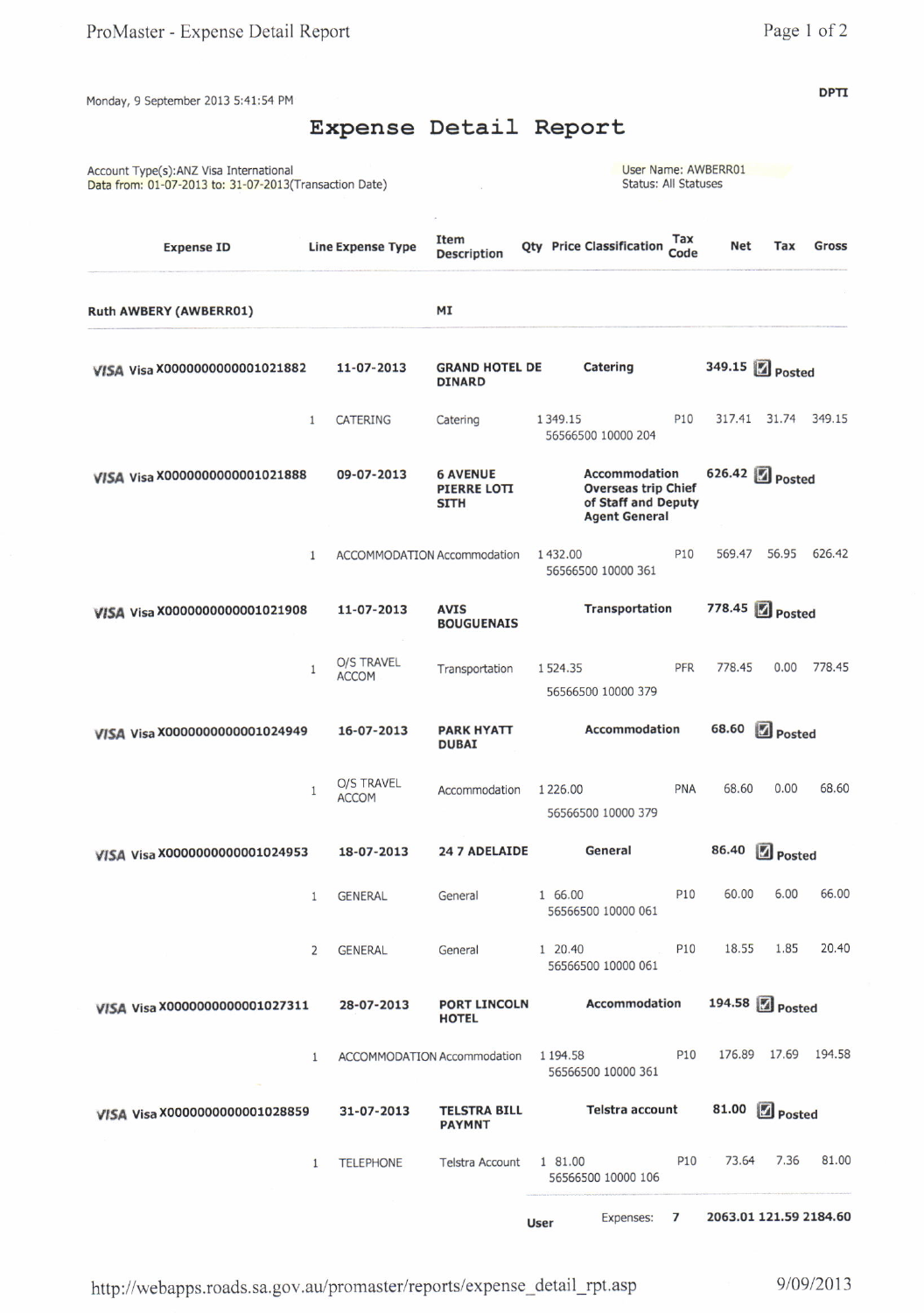Monday, 9 September 2013 5:41:54 PM

DPTI

# Expense Detail Report

Account Type(s):ANZ Visa International
Data from: 01-07-2013 to: 31-07-2013(Transaction Date)

User Name: AWBERR01
Status: All Statuses

| Expense ID | Line Expense Type | Item Description | Qty | Price | Classification | Tax Code | Net | Tax | Gross |
|---|---|---|---|---|---|---|---|---|---|
| **Ruth AWBERY (AWBERR01)** | | **MI** | | | | | | | |
| **VISA Visa X0000000000001021882** | **11-07-2013** | **GRAND HOTEL DE DINARD** | | | **Catering** | | **349.15** | Posted | |
| 1 | CATERING | Catering | 1 | 349.15 | 56566500 10000 204 | P10 | 317.41 | 31.74 | 349.15 |
| **VISA Visa X0000000000001021888** | **09-07-2013** | **6 AVENUE PIERRE LOTI SITH** | | | **Accommodation Overseas trip Chief of Staff and Deputy Agent General** | | **626.42** | Posted | |
| 1 | ACCOMMODATION | Accommodation | 1 | 432.00 | 56566500 10000 361 | P10 | 569.47 | 56.95 | 626.42 |
| **VISA Visa X0000000000001021908** | **11-07-2013** | **AVIS BOUGUENAIS** | | | **Transportation** | | **778.45** | Posted | |
| 1 | O/S TRAVEL ACCOM | Transportation | 1 | 524.35 | 56566500 10000 379 | PFR | 778.45 | 0.00 | 778.45 |
| **VISA Visa X0000000000001024949** | **16-07-2013** | **PARK HYATT DUBAI** | | | **Accommodation** | | **68.60** | Posted | |
| 1 | O/S TRAVEL ACCOM | Accommodation | 1 | 226.00 | 56566500 10000 379 | PNA | 68.60 | 0.00 | 68.60 |
| **VISA Visa X0000000000001024953** | **18-07-2013** | **24 7 ADELAIDE** | | | **General** | | **86.40** | Posted | |
| 1 | GENERAL | General | 1 | 66.00 | 56566500 10000 061 | P10 | 60.00 | 6.00 | 66.00 |
| 2 | GENERAL | General | 1 | 20.40 | 56566500 10000 061 | P10 | 18.55 | 1.85 | 20.40 |
| **VISA Visa X0000000000001027311** | **28-07-2013** | **PORT LINCOLN HOTEL** | | | **Accommodation** | | **194.58** | Posted | |
| 1 | ACCOMMODATION | Accommodation | 1 | 194.58 | 56566500 10000 361 | P10 | 176.89 | 17.69 | 194.58 |
| **VISA Visa X0000000000001028859** | **31-07-2013** | **TELSTRA BILL PAYMNT** | | | **Telstra account** | | **81.00** | Posted | |
| 1 | TELEPHONE | Telstra Account | 1 | 81.00 | 56566500 10000 106 | P10 | 73.64 | 7.36 | 81.00 |
| | | | | **User** | Expenses: | 7 | 2063.01 | 121.59 | 2184.60 |

http://webapps.roads.sa.gov.au/promaster/reports/expense_detail_rpt.asp

9/09/2013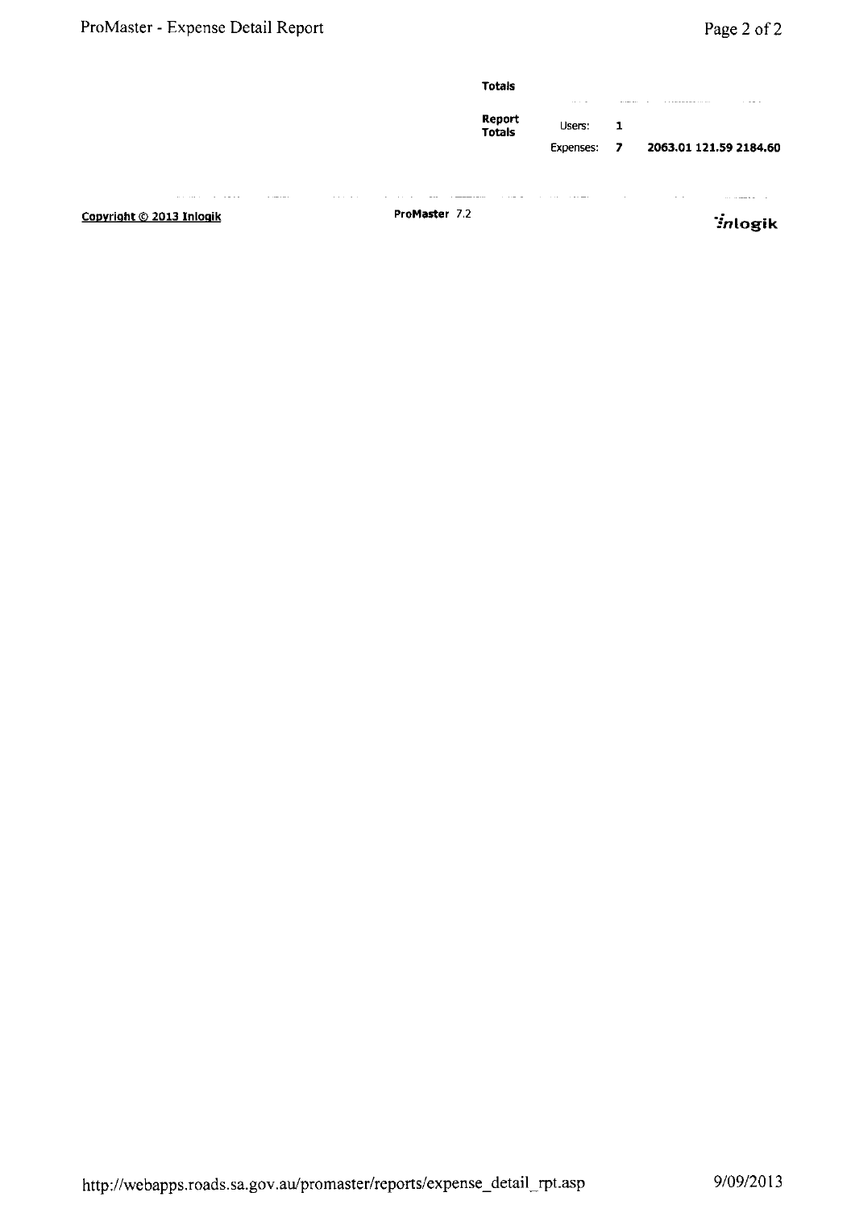**Totals**

| | | | |
|---|---|---|---|
| **Report Totals** | Users: | **1** | |
| | Expenses: | **7** | **2063.01 121.59 2184.60** |

**Copyright © 2013 Inlogik**

**ProMaster** 7.2

inlogik